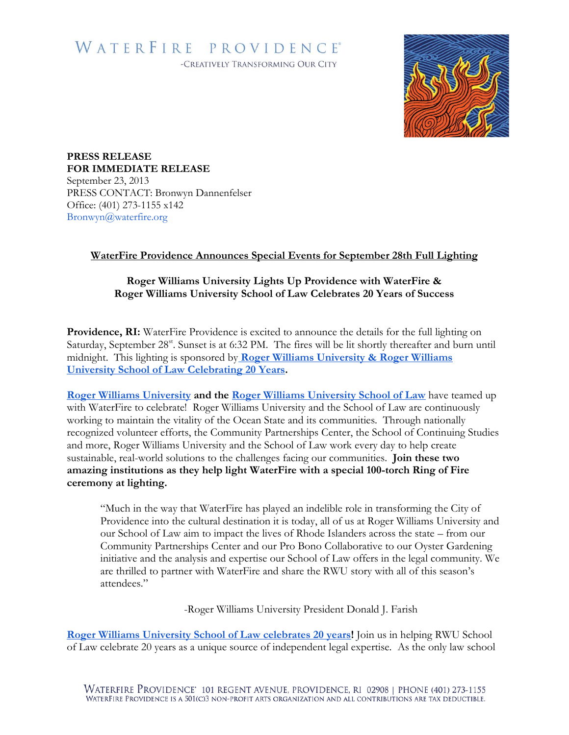WATERFIRE PROVIDENCE®

-CREATIVELY TRANSFORMING OUR CITY

**PRESS RELEASE**
**FOR IMMEDIATE RELEASE**
September 23, 2013
PRESS CONTACT: Bronwyn Dannenfelser
Office: (401) 273-1155 x142
Bronwyn@waterfire.org

**WaterFire Providence Announces Special Events for September 28th Full Lighting**

**Roger Williams University Lights Up Providence with WaterFire &**
**Roger Williams University School of Law Celebrates 20 Years of Success**

**Providence, RI:** WaterFire Providence is excited to announce the details for the full lighting on Saturday, September 28st. Sunset is at 6:32 PM. The fires will be lit shortly thereafter and burn until midnight. This lighting is sponsored by **Roger Williams University & Roger Williams University School of Law Celebrating 20 Years.**

**Roger Williams University and the Roger Williams University School of Law** have teamed up with WaterFire to celebrate! Roger Williams University and the School of Law are continuously working to maintain the vitality of the Ocean State and its communities. Through nationally recognized volunteer efforts, the Community Partnerships Center, the School of Continuing Studies and more, Roger Williams University and the School of Law work every day to help create sustainable, real-world solutions to the challenges facing our communities. **Join these two amazing institutions as they help light WaterFire with a special 100-torch Ring of Fire ceremony at lighting.**

> "Much in the way that WaterFire has played an indelible role in transforming the City of Providence into the cultural destination it is today, all of us at Roger Williams University and our School of Law aim to impact the lives of Rhode Islanders across the state – from our Community Partnerships Center and our Pro Bono Collaborative to our Oyster Gardening initiative and the analysis and expertise our School of Law offers in the legal community. We are thrilled to partner with WaterFire and share the RWU story with all of this season's attendees."
>
> -Roger Williams University President Donald J. Farish

**Roger Williams University School of Law celebrates 20 years!** Join us in helping RWU School of Law celebrate 20 years as a unique source of independent legal expertise. As the only law school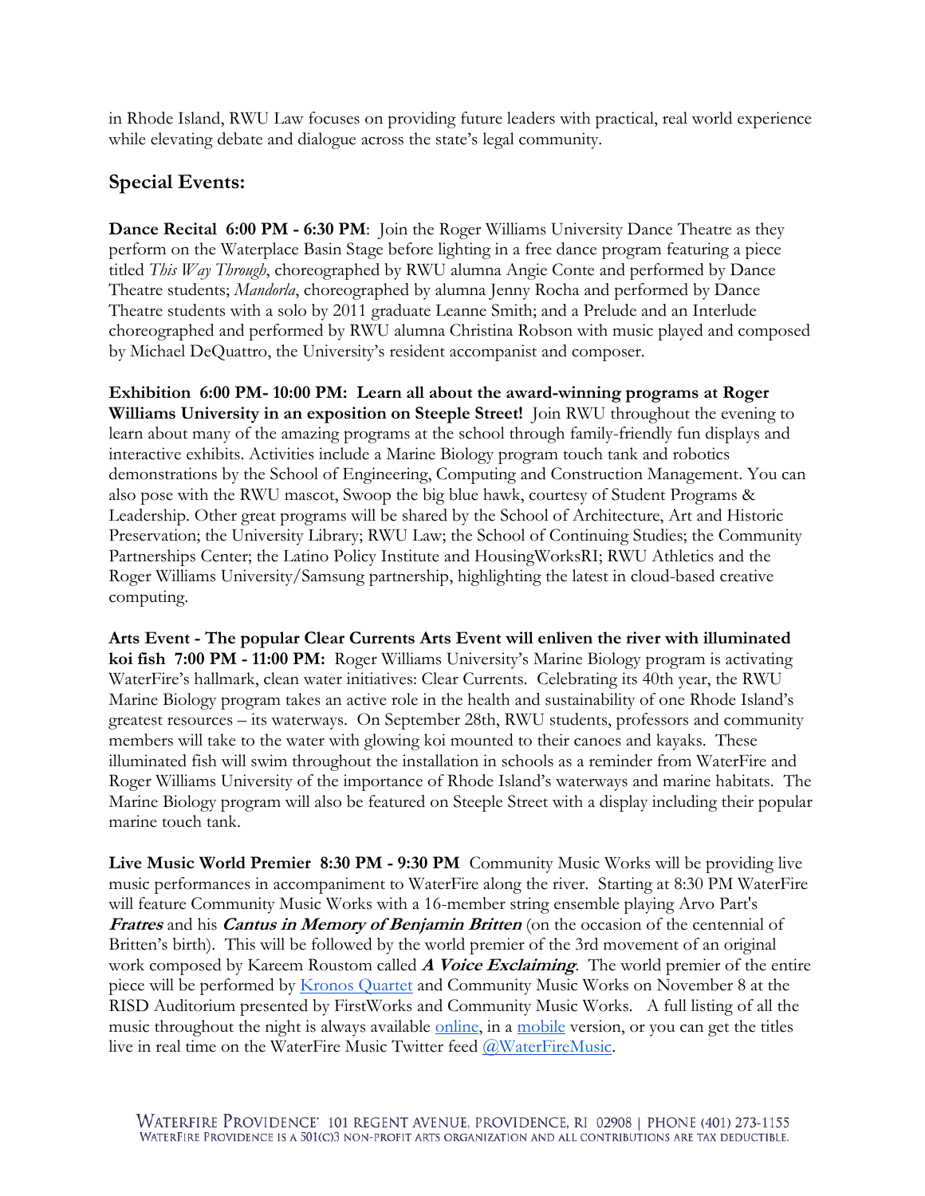in Rhode Island, RWU Law focuses on providing future leaders with practical, real world experience while elevating debate and dialogue across the state's legal community.

## Special Events:

**Dance Recital 6:00 PM - 6:30 PM**: Join the Roger Williams University Dance Theatre as they perform on the Waterplace Basin Stage before lighting in a free dance program featuring a piece titled *This Way Through*, choreographed by RWU alumna Angie Conte and performed by Dance Theatre students; *Mandorla*, choreographed by alumna Jenny Rocha and performed by Dance Theatre students with a solo by 2011 graduate Leanne Smith; and a Prelude and an Interlude choreographed and performed by RWU alumna Christina Robson with music played and composed by Michael DeQuattro, the University's resident accompanist and composer.

**Exhibition 6:00 PM- 10:00 PM: Learn all about the award-winning programs at Roger Williams University in an exposition on Steeple Street!** Join RWU throughout the evening to learn about many of the amazing programs at the school through family-friendly fun displays and interactive exhibits. Activities include a Marine Biology program touch tank and robotics demonstrations by the School of Engineering, Computing and Construction Management. You can also pose with the RWU mascot, Swoop the big blue hawk, courtesy of Student Programs & Leadership. Other great programs will be shared by the School of Architecture, Art and Historic Preservation; the University Library; RWU Law; the School of Continuing Studies; the Community Partnerships Center; the Latino Policy Institute and HousingWorksRI; RWU Athletics and the Roger Williams University/Samsung partnership, highlighting the latest in cloud-based creative computing.

**Arts Event - The popular Clear Currents Arts Event will enliven the river with illuminated koi fish 7:00 PM - 11:00 PM:** Roger Williams University's Marine Biology program is activating WaterFire's hallmark, clean water initiatives: Clear Currents. Celebrating its 40th year, the RWU Marine Biology program takes an active role in the health and sustainability of one Rhode Island's greatest resources – its waterways. On September 28th, RWU students, professors and community members will take to the water with glowing koi mounted to their canoes and kayaks. These illuminated fish will swim throughout the installation in schools as a reminder from WaterFire and Roger Williams University of the importance of Rhode Island's waterways and marine habitats. The Marine Biology program will also be featured on Steeple Street with a display including their popular marine touch tank.

**Live Music World Premier 8:30 PM - 9:30 PM** Community Music Works will be providing live music performances in accompaniment to WaterFire along the river. Starting at 8:30 PM WaterFire will feature Community Music Works with a 16-member string ensemble playing Arvo Part's ***Fratres*** and his ***Cantus in Memory of Benjamin Britten*** (on the occasion of the centennial of Britten's birth). This will be followed by the world premier of the 3rd movement of an original work composed by Kareem Roustom called ***A Voice Exclaiming***. The world premier of the entire piece will be performed by Kronos Quartet and Community Music Works on November 8 at the RISD Auditorium presented by FirstWorks and Community Music Works. A full listing of all the music throughout the night is always available online, in a mobile version, or you can get the titles live in real time on the WaterFire Music Twitter feed @WaterFireMusic.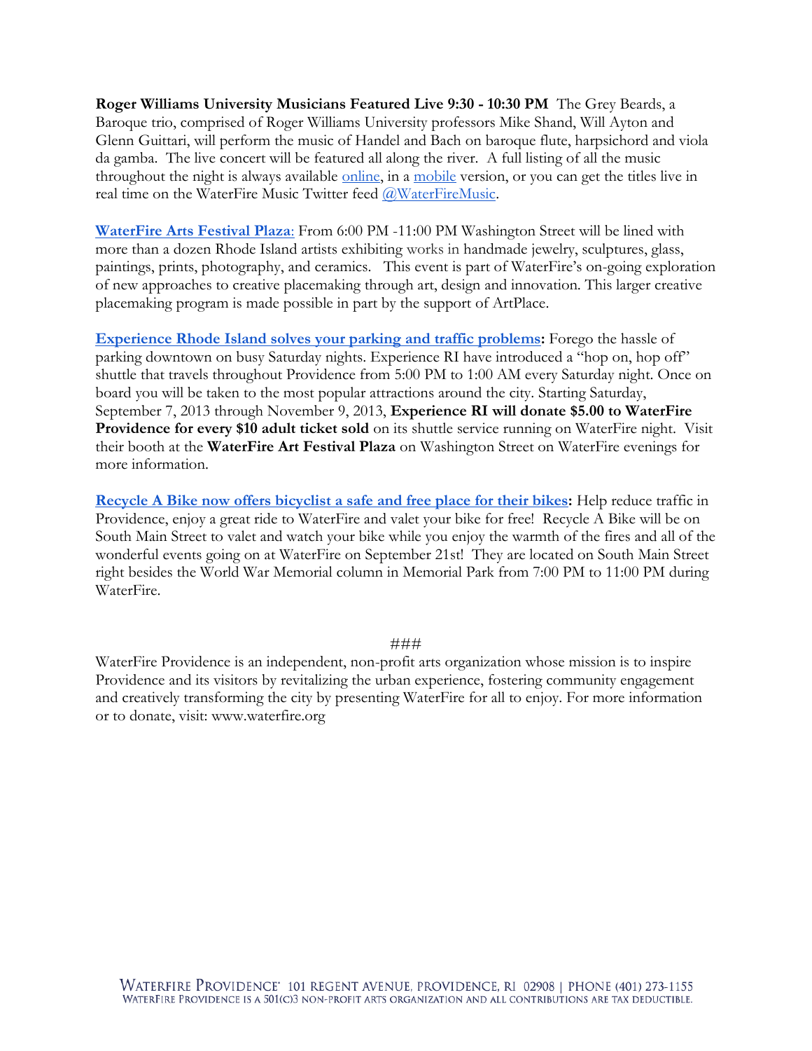**Roger Williams University Musicians Featured Live 9:30 - 10:30 PM** The Grey Beards, a Baroque trio, comprised of Roger Williams University professors Mike Shand, Will Ayton and Glenn Guittari, will perform the music of Handel and Bach on baroque flute, harpsichord and viola da gamba. The live concert will be featured all along the river. A full listing of all the music throughout the night is always available online, in a mobile version, or you can get the titles live in real time on the WaterFire Music Twitter feed @WaterFireMusic.

**WaterFire Arts Festival Plaza**: From 6:00 PM -11:00 PM Washington Street will be lined with more than a dozen Rhode Island artists exhibiting works in handmade jewelry, sculptures, glass, paintings, prints, photography, and ceramics. This event is part of WaterFire's on-going exploration of new approaches to creative placemaking through art, design and innovation. This larger creative placemaking program is made possible in part by the support of ArtPlace.

**Experience Rhode Island solves your parking and traffic problems:** Forego the hassle of parking downtown on busy Saturday nights. Experience RI have introduced a "hop on, hop off" shuttle that travels throughout Providence from 5:00 PM to 1:00 AM every Saturday night. Once on board you will be taken to the most popular attractions around the city. Starting Saturday, September 7, 2013 through November 9, 2013, **Experience RI will donate $5.00 to WaterFire Providence for every $10 adult ticket sold** on its shuttle service running on WaterFire night. Visit their booth at the **WaterFire Art Festival Plaza** on Washington Street on WaterFire evenings for more information.

**Recycle A Bike now offers bicyclist a safe and free place for their bikes:** Help reduce traffic in Providence, enjoy a great ride to WaterFire and valet your bike for free! Recycle A Bike will be on South Main Street to valet and watch your bike while you enjoy the warmth of the fires and all of the wonderful events going on at WaterFire on September 21st! They are located on South Main Street right besides the World War Memorial column in Memorial Park from 7:00 PM to 11:00 PM during WaterFire.

###

WaterFire Providence is an independent, non-profit arts organization whose mission is to inspire Providence and its visitors by revitalizing the urban experience, fostering community engagement and creatively transforming the city by presenting WaterFire for all to enjoy. For more information or to donate, visit: www.waterfire.org